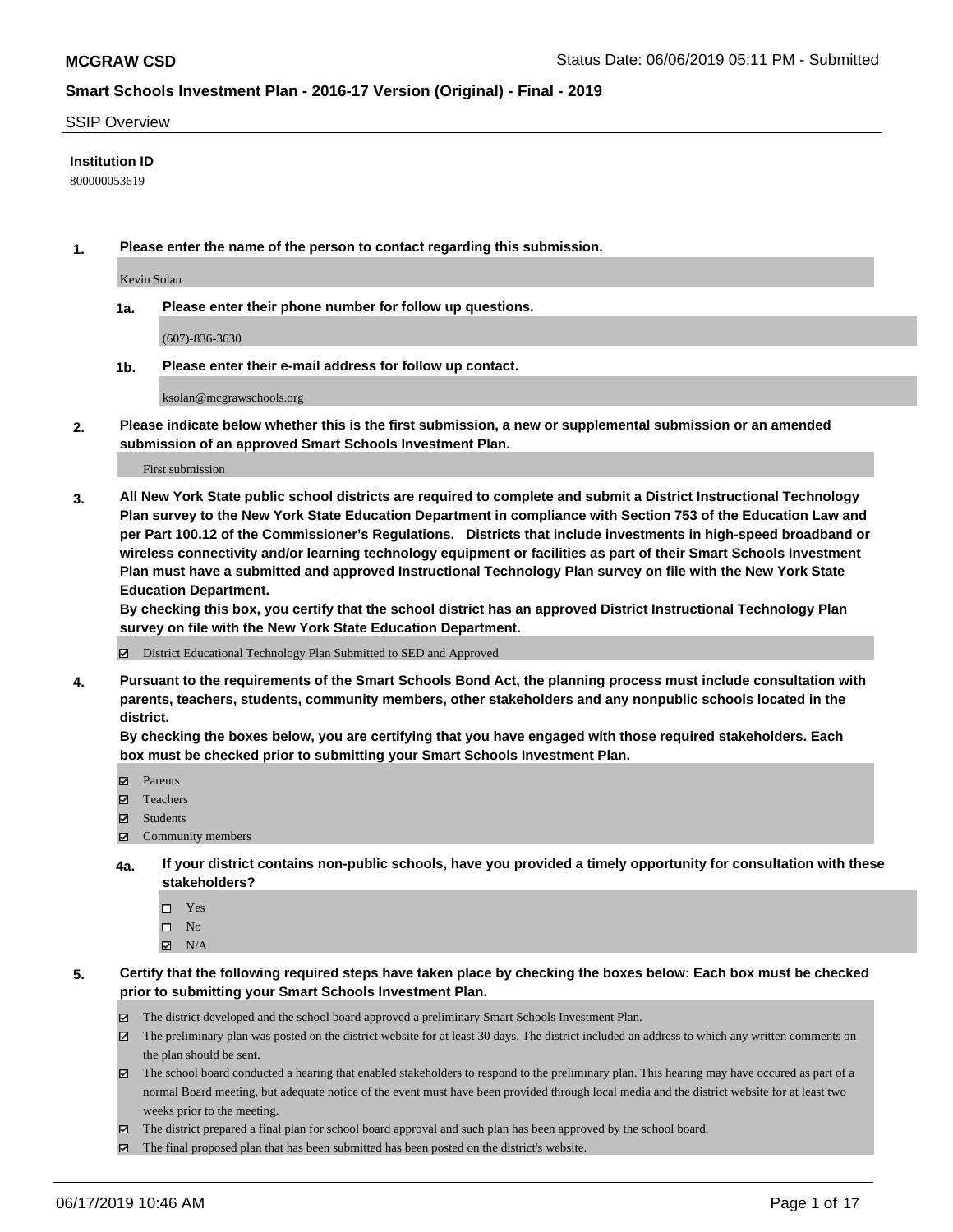## SSIP Overview

**Institution ID**

800000053619

**1. Please enter the name of the person to contact regarding this submission.**

Kevin Solan

**1a. Please enter their phone number for follow up questions.**

(607)-836-3630

**1b. Please enter their e-mail address for follow up contact.**

ksolan@mcgrawschools.org

**2. Please indicate below whether this is the first submission, a new or supplemental submission or an amended submission of an approved Smart Schools Investment Plan.**

First submission

**3. All New York State public school districts are required to complete and submit a District Instructional Technology Plan survey to the New York State Education Department in compliance with Section 753 of the Education Law and per Part 100.12 of the Commissioner's Regulations. Districts that include investments in high-speed broadband or wireless connectivity and/or learning technology equipment or facilities as part of their Smart Schools Investment Plan must have a submitted and approved Instructional Technology Plan survey on file with the New York State Education Department.**
**By checking this box, you certify that the school district has an approved District Instructional Technology Plan survey on file with the New York State Education Department.**

☑ District Educational Technology Plan Submitted to SED and Approved

**4. Pursuant to the requirements of the Smart Schools Bond Act, the planning process must include consultation with parents, teachers, students, community members, other stakeholders and any nonpublic schools located in the district.**
**By checking the boxes below, you are certifying that you have engaged with those required stakeholders. Each box must be checked prior to submitting your Smart Schools Investment Plan.**

☑ Parents
☑ Teachers
☑ Students
☑ Community members

**4a. If your district contains non-public schools, have you provided a timely opportunity for consultation with these stakeholders?**

☐ Yes
☐ No
☑ N/A

**5. Certify that the following required steps have taken place by checking the boxes below: Each box must be checked prior to submitting your Smart Schools Investment Plan.**

☑ The district developed and the school board approved a preliminary Smart Schools Investment Plan.
☑ The preliminary plan was posted on the district website for at least 30 days. The district included an address to which any written comments on the plan should be sent.
☑ The school board conducted a hearing that enabled stakeholders to respond to the preliminary plan. This hearing may have occured as part of a normal Board meeting, but adequate notice of the event must have been provided through local media and the district website for at least two weeks prior to the meeting.
☑ The district prepared a final plan for school board approval and such plan has been approved by the school board.
☑ The final proposed plan that has been submitted has been posted on the district's website.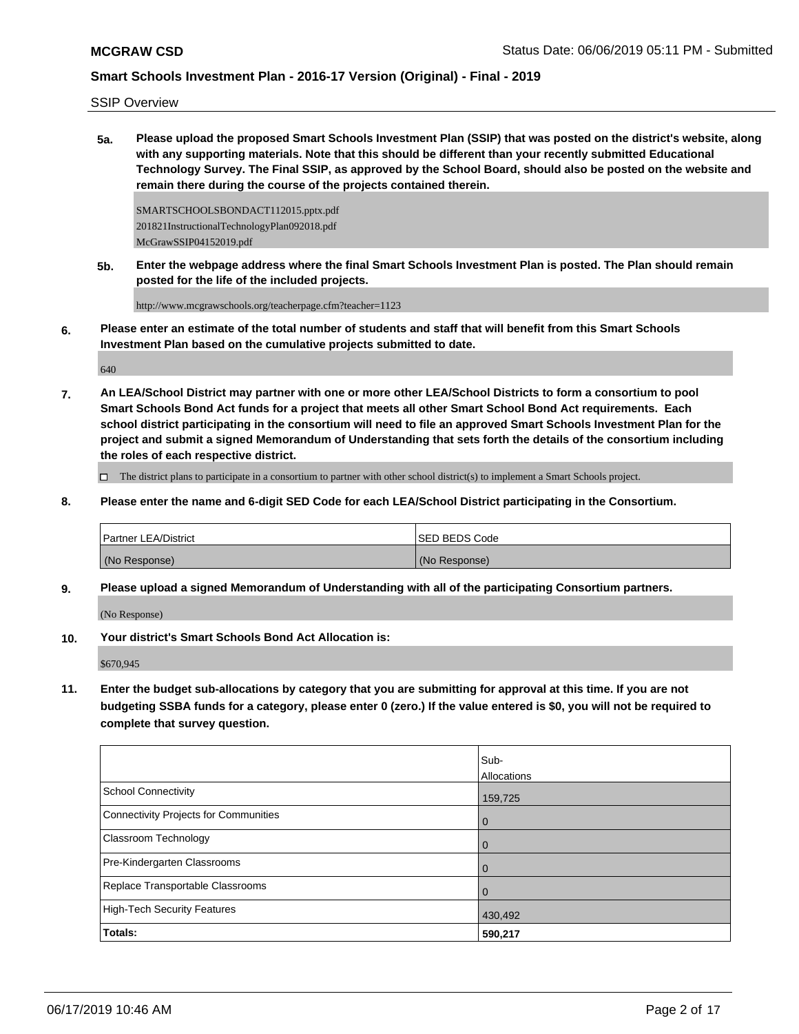SSIP Overview

**5a.** **Please upload the proposed Smart Schools Investment Plan (SSIP) that was posted on the district's website, along with any supporting materials. Note that this should be different than your recently submitted Educational Technology Survey. The Final SSIP, as approved by the School Board, should also be posted on the website and remain there during the course of the projects contained therein.**

SMARTSCHOOLSBONDACT112015.pptx.pdf
201821InstructionalTechnologyPlan092018.pdf
McGrawSSIP04152019.pdf

**5b.** **Enter the webpage address where the final Smart Schools Investment Plan is posted. The Plan should remain posted for the life of the included projects.**

http://www.mcgrawschools.org/teacherpage.cfm?teacher=1123

**6.** **Please enter an estimate of the total number of students and staff that will benefit from this Smart Schools Investment Plan based on the cumulative projects submitted to date.**

640

**7.** **An LEA/School District may partner with one or more other LEA/School Districts to form a consortium to pool Smart Schools Bond Act funds for a project that meets all other Smart School Bond Act requirements. Each school district participating in the consortium will need to file an approved Smart Schools Investment Plan for the project and submit a signed Memorandum of Understanding that sets forth the details of the consortium including the roles of each respective district.**

☐ The district plans to participate in a consortium to partner with other school district(s) to implement a Smart Schools project.

**8.** **Please enter the name and 6-digit SED Code for each LEA/School District participating in the Consortium.**

| Partner LEA/District | SED BEDS Code |
|---|---|
| (No Response) | (No Response) |

**9.** **Please upload a signed Memorandum of Understanding with all of the participating Consortium partners.**

(No Response)

**10.** **Your district's Smart Schools Bond Act Allocation is:**

$670,945

**11.** **Enter the budget sub-allocations by category that you are submitting for approval at this time. If you are not budgeting SSBA funds for a category, please enter 0 (zero.) If the value entered is $0, you will not be required to complete that survey question.**

| | Sub-Allocations |
|---|---|
| School Connectivity | 159,725 |
| Connectivity Projects for Communities | 0 |
| Classroom Technology | 0 |
| Pre-Kindergarten Classrooms | 0 |
| Replace Transportable Classrooms | 0 |
| High-Tech Security Features | 430,492 |
| **Totals:** | **590,217** |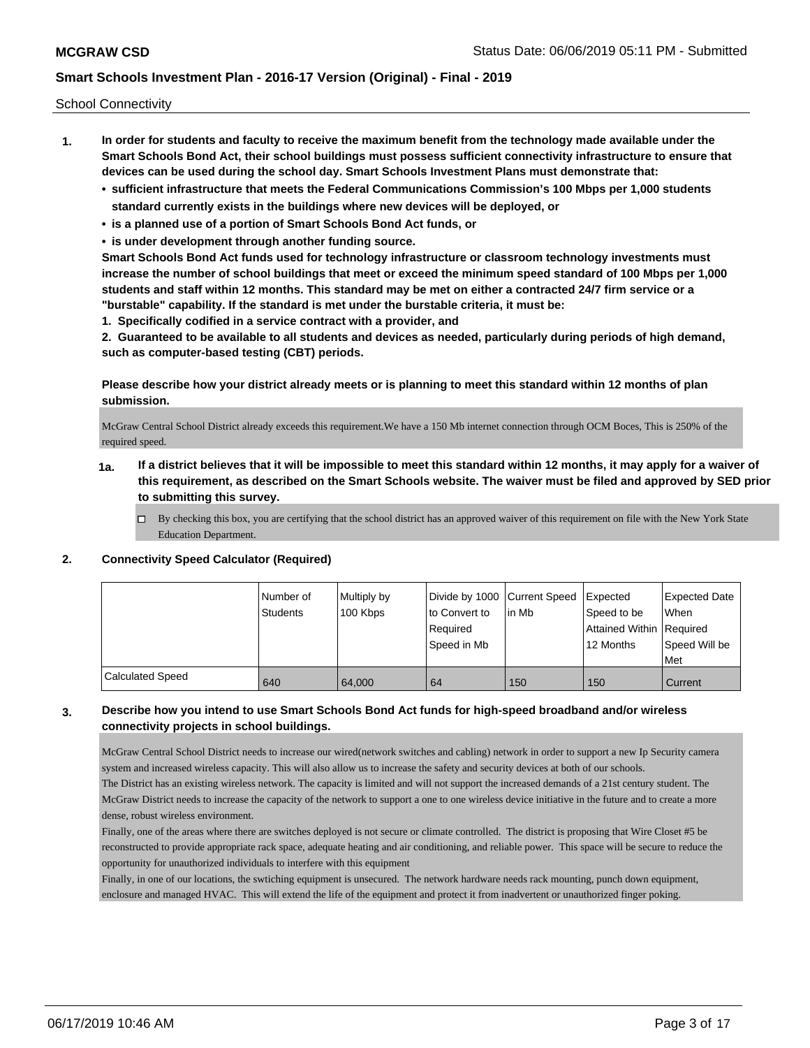School Connectivity

1. **In order for students and faculty to receive the maximum benefit from the technology made available under the Smart Schools Bond Act, their school buildings must possess sufficient connectivity infrastructure to ensure that devices can be used during the school day. Smart Schools Investment Plans must demonstrate that:**
   - **sufficient infrastructure that meets the Federal Communications Commission's 100 Mbps per 1,000 students standard currently exists in the buildings where new devices will be deployed, or**
   - **is a planned use of a portion of Smart Schools Bond Act funds, or**
   - **is under development through another funding source.**

   **Smart Schools Bond Act funds used for technology infrastructure or classroom technology investments must increase the number of school buildings that meet or exceed the minimum speed standard of 100 Mbps per 1,000 students and staff within 12 months. This standard may be met on either a contracted 24/7 firm service or a "burstable" capability. If the standard is met under the burstable criteria, it must be:**

   **1. Specifically codified in a service contract with a provider, and**

   **2. Guaranteed to be available to all students and devices as needed, particularly during periods of high demand, such as computer-based testing (CBT) periods.**

   **Please describe how your district already meets or is planning to meet this standard within 12 months of plan submission.**

   McGraw Central School District already exceeds this requirement.We have a 150 Mb internet connection through OCM Boces, This is 250% of the required speed.

   **1a. If a district believes that it will be impossible to meet this standard within 12 months, it may apply for a waiver of this requirement, as described on the Smart Schools website. The waiver must be filed and approved by SED prior to submitting this survey.**

   ☐ By checking this box, you are certifying that the school district has an approved waiver of this requirement on file with the New York State Education Department.

2. **Connectivity Speed Calculator (Required)**

| | Number of Students | Multiply by 100 Kbps | Divide by 1000 to Convert to Required Speed in Mb | Current Speed in Mb | Expected Speed to be Attained Within 12 Months | Expected Date When Required Speed Will be Met |
|---|---|---|---|---|---|---|
| Calculated Speed | 640 | 64,000 | 64 | 150 | 150 | Current |

3. **Describe how you intend to use Smart Schools Bond Act funds for high-speed broadband and/or wireless connectivity projects in school buildings.**

   McGraw Central School District needs to increase our wired(network switches and cabling) network in order to support a new Ip Security camera system and increased wireless capacity. This will also allow us to increase the safety and security devices at both of our schools.
   The District has an existing wireless network. The capacity is limited and will not support the increased demands of a 21st century student. The McGraw District needs to increase the capacity of the network to support a one to one wireless device initiative in the future and to create a more dense, robust wireless environment.
   Finally, one of the areas where there are switches deployed is not secure or climate controlled. The district is proposing that Wire Closet #5 be reconstructed to provide appropriate rack space, adequate heating and air conditioning, and reliable power. This space will be secure to reduce the opportunity for unauthorized individuals to interfere with this equipment
   Finally, in one of our locations, the swtiching equipment is unsecured. The network hardware needs rack mounting, punch down equipment, enclosure and managed HVAC. This will extend the life of the equipment and protect it from inadvertent or unauthorized finger poking.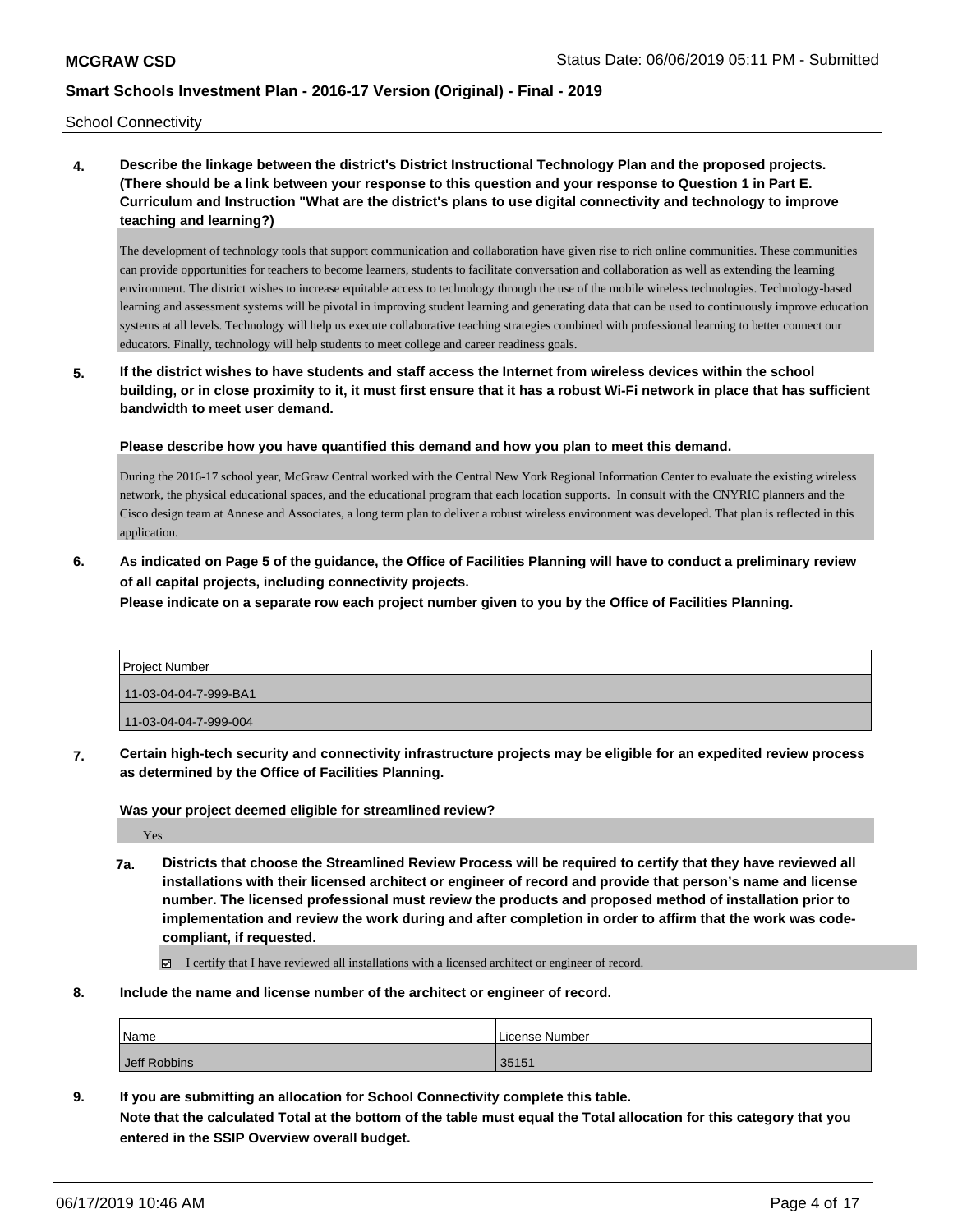School Connectivity

**4. Describe the linkage between the district's District Instructional Technology Plan and the proposed projects. (There should be a link between your response to this question and your response to Question 1 in Part E. Curriculum and Instruction "What are the district's plans to use digital connectivity and technology to improve teaching and learning?)**

The development of technology tools that support communication and collaboration have given rise to rich online communities. These communities can provide opportunities for teachers to become learners, students to facilitate conversation and collaboration as well as extending the learning environment. The district wishes to increase equitable access to technology through the use of the mobile wireless technologies. Technology-based learning and assessment systems will be pivotal in improving student learning and generating data that can be used to continuously improve education systems at all levels. Technology will help us execute collaborative teaching strategies combined with professional learning to better connect our educators. Finally, technology will help students to meet college and career readiness goals.

**5. If the district wishes to have students and staff access the Internet from wireless devices within the school building, or in close proximity to it, it must first ensure that it has a robust Wi-Fi network in place that has sufficient bandwidth to meet user demand.**

**Please describe how you have quantified this demand and how you plan to meet this demand.**

During the 2016-17 school year, McGraw Central worked with the Central New York Regional Information Center to evaluate the existing wireless network, the physical educational spaces, and the educational program that each location supports. In consult with the CNYRIC planners and the Cisco design team at Annese and Associates, a long term plan to deliver a robust wireless environment was developed. That plan is reflected in this application.

**6. As indicated on Page 5 of the guidance, the Office of Facilities Planning will have to conduct a preliminary review of all capital projects, including connectivity projects.**
**Please indicate on a separate row each project number given to you by the Office of Facilities Planning.**

| Project Number |
| --- |
| 11-03-04-04-7-999-BA1 |
| 11-03-04-04-7-999-004 |

**7. Certain high-tech security and connectivity infrastructure projects may be eligible for an expedited review process as determined by the Office of Facilities Planning.**

**Was your project deemed eligible for streamlined review?**

Yes

**7a. Districts that choose the Streamlined Review Process will be required to certify that they have reviewed all installations with their licensed architect or engineer of record and provide that person's name and license number. The licensed professional must review the products and proposed method of installation prior to implementation and review the work during and after completion in order to affirm that the work was code-compliant, if requested.**

☑ I certify that I have reviewed all installations with a licensed architect or engineer of record.

**8. Include the name and license number of the architect or engineer of record.**

| Name | License Number |
| --- | --- |
| Jeff Robbins | 35151 |

**9. If you are submitting an allocation for School Connectivity complete this table.**
**Note that the calculated Total at the bottom of the table must equal the Total allocation for this category that you entered in the SSIP Overview overall budget.**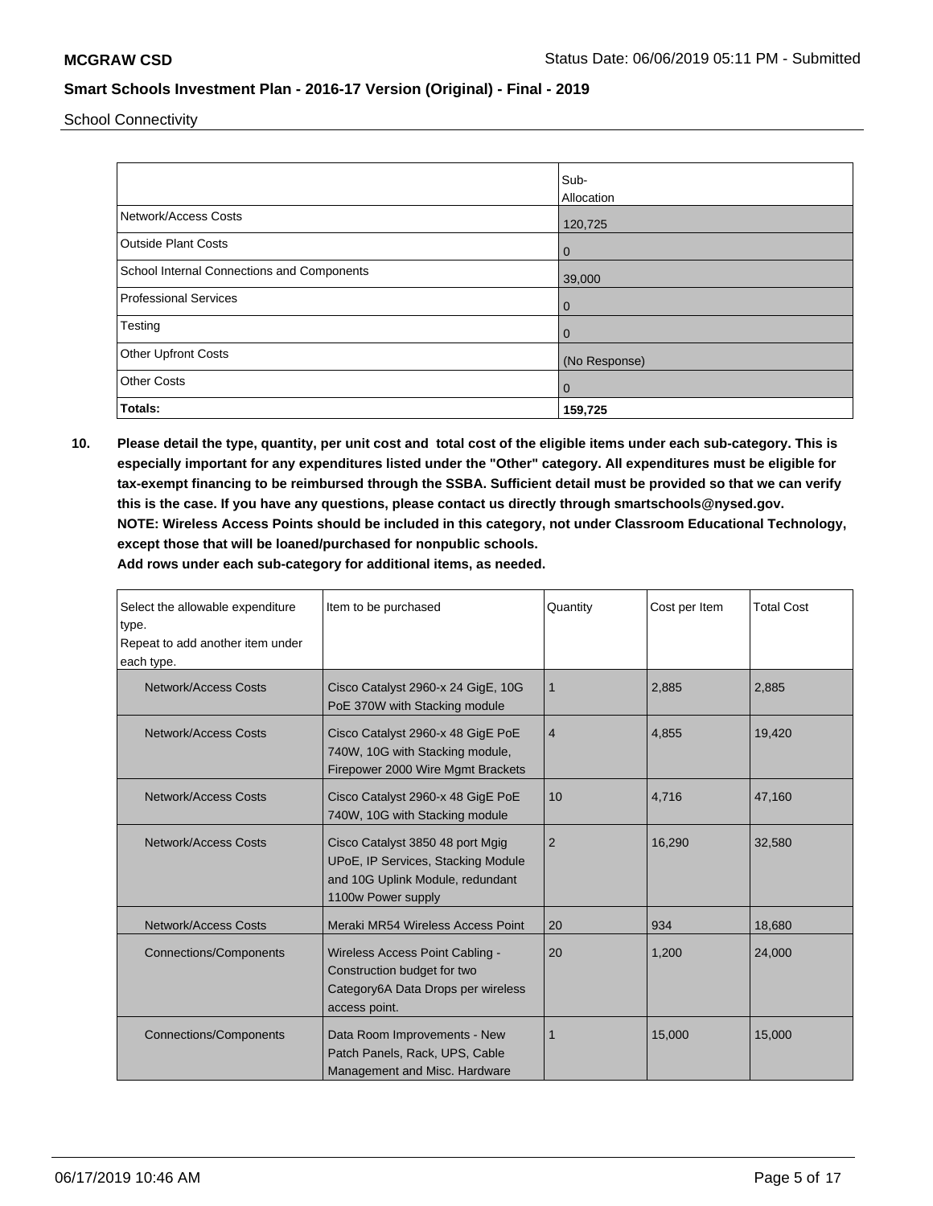School Connectivity

| | Sub-Allocation |
|---|---|
| Network/Access Costs | 120,725 |
| Outside Plant Costs | 0 |
| School Internal Connections and Components | 39,000 |
| Professional Services | 0 |
| Testing | 0 |
| Other Upfront Costs | (No Response) |
| Other Costs | 0 |
| **Totals:** | **159,725** |

**10. Please detail the type, quantity, per unit cost and total cost of the eligible items under each sub-category. This is especially important for any expenditures listed under the "Other" category. All expenditures must be eligible for tax-exempt financing to be reimbursed through the SSBA. Sufficient detail must be provided so that we can verify this is the case. If you have any questions, please contact us directly through smartschools@nysed.gov. NOTE: Wireless Access Points should be included in this category, not under Classroom Educational Technology, except those that will be loaned/purchased for nonpublic schools. Add rows under each sub-category for additional items, as needed.**

| Select the allowable expenditure type. Repeat to add another item under each type. | Item to be purchased | Quantity | Cost per Item | Total Cost |
|---|---|---|---|---|
| Network/Access Costs | Cisco Catalyst 2960-x 24 GigE, 10G PoE 370W with Stacking module | 1 | 2,885 | 2,885 |
| Network/Access Costs | Cisco Catalyst 2960-x 48 GigE PoE 740W, 10G with Stacking module, Firepower 2000 Wire Mgmt Brackets | 4 | 4,855 | 19,420 |
| Network/Access Costs | Cisco Catalyst 2960-x 48 GigE PoE 740W, 10G with Stacking module | 10 | 4,716 | 47,160 |
| Network/Access Costs | Cisco Catalyst 3850 48 port Mgig UPoE, IP Services, Stacking Module and 10G Uplink Module, redundant 1100w Power supply | 2 | 16,290 | 32,580 |
| Network/Access Costs | Meraki MR54 Wireless Access Point | 20 | 934 | 18,680 |
| Connections/Components | Wireless Access Point Cabling - Construction budget for two Category6A Data Drops per wireless access point. | 20 | 1,200 | 24,000 |
| Connections/Components | Data Room Improvements - New Patch Panels, Rack, UPS, Cable Management and Misc. Hardware | 1 | 15,000 | 15,000 |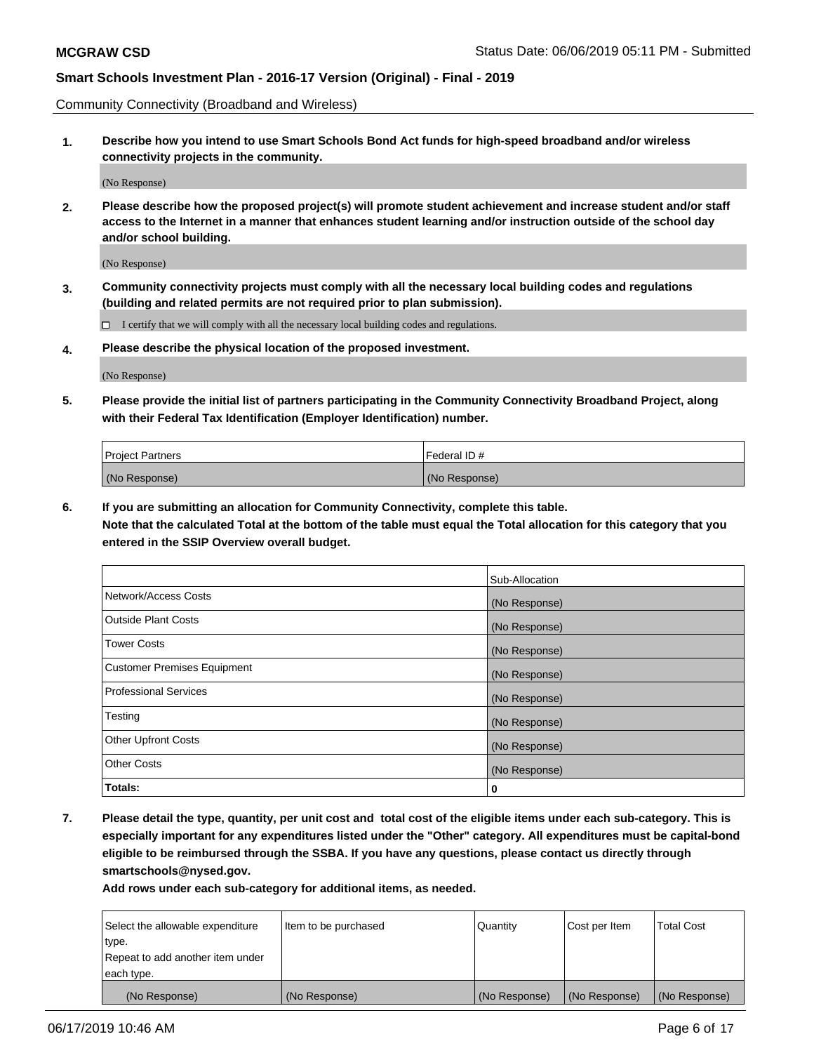Community Connectivity (Broadband and Wireless)

**1. Describe how you intend to use Smart Schools Bond Act funds for high-speed broadband and/or wireless connectivity projects in the community.**

(No Response)

**2. Please describe how the proposed project(s) will promote student achievement and increase student and/or staff access to the Internet in a manner that enhances student learning and/or instruction outside of the school day and/or school building.**

(No Response)

**3. Community connectivity projects must comply with all the necessary local building codes and regulations (building and related permits are not required prior to plan submission).**

☐ I certify that we will comply with all the necessary local building codes and regulations.

**4. Please describe the physical location of the proposed investment.**

(No Response)

**5. Please provide the initial list of partners participating in the Community Connectivity Broadband Project, along with their Federal Tax Identification (Employer Identification) number.**

| Project Partners | Federal ID # |
|---|---|
| (No Response) | (No Response) |

**6. If you are submitting an allocation for Community Connectivity, complete this table.**
**Note that the calculated Total at the bottom of the table must equal the Total allocation for this category that you entered in the SSIP Overview overall budget.**

| | Sub-Allocation |
|---|---|
| Network/Access Costs | (No Response) |
| Outside Plant Costs | (No Response) |
| Tower Costs | (No Response) |
| Customer Premises Equipment | (No Response) |
| Professional Services | (No Response) |
| Testing | (No Response) |
| Other Upfront Costs | (No Response) |
| Other Costs | (No Response) |
| **Totals:** | **0** |

**7. Please detail the type, quantity, per unit cost and total cost of the eligible items under each sub-category. This is especially important for any expenditures listed under the "Other" category. All expenditures must be capital-bond eligible to be reimbursed through the SSBA. If you have any questions, please contact us directly through smartschools@nysed.gov.**

**Add rows under each sub-category for additional items, as needed.**

| Select the allowable expenditure type. Repeat to add another item under each type. | Item to be purchased | Quantity | Cost per Item | Total Cost |
|---|---|---|---|---|
| (No Response) | (No Response) | (No Response) | (No Response) | (No Response) |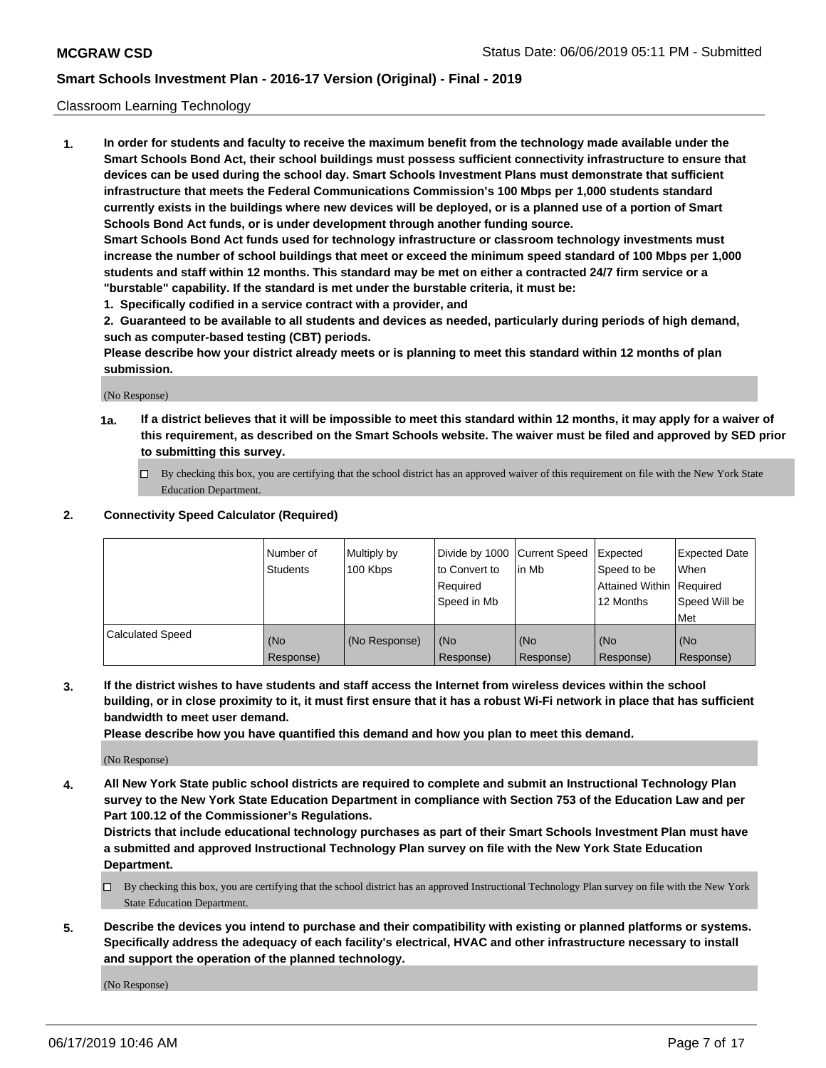Classroom Learning Technology

1. **In order for students and faculty to receive the maximum benefit from the technology made available under the Smart Schools Bond Act, their school buildings must possess sufficient connectivity infrastructure to ensure that devices can be used during the school day. Smart Schools Investment Plans must demonstrate that sufficient infrastructure that meets the Federal Communications Commission's 100 Mbps per 1,000 students standard currently exists in the buildings where new devices will be deployed, or is a planned use of a portion of Smart Schools Bond Act funds, or is under development through another funding source.**
   **Smart Schools Bond Act funds used for technology infrastructure or classroom technology investments must increase the number of school buildings that meet or exceed the minimum speed standard of 100 Mbps per 1,000 students and staff within 12 months. This standard may be met on either a contracted 24/7 firm service or a "burstable" capability. If the standard is met under the burstable criteria, it must be:**
   **1. Specifically codified in a service contract with a provider, and**
   **2. Guaranteed to be available to all students and devices as needed, particularly during periods of high demand, such as computer-based testing (CBT) periods.**
   **Please describe how your district already meets or is planning to meet this standard within 12 months of plan submission.**

   (No Response)

   **1a. If a district believes that it will be impossible to meet this standard within 12 months, it may apply for a waiver of this requirement, as described on the Smart Schools website. The waiver must be filed and approved by SED prior to submitting this survey.**

   ☐ By checking this box, you are certifying that the school district has an approved waiver of this requirement on file with the New York State Education Department.

2. **Connectivity Speed Calculator (Required)**

| | Number of Students | Multiply by 100 Kbps | Divide by 1000 to Convert to Required Speed in Mb | Current Speed in Mb | Expected Speed to be Attained Within 12 Months | Expected Date When Required Speed Will be Met |
|---|---|---|---|---|---|---|
| Calculated Speed | (No Response) | (No Response) | (No Response) | (No Response) | (No Response) | (No Response) |

3. **If the district wishes to have students and staff access the Internet from wireless devices within the school building, or in close proximity to it, it must first ensure that it has a robust Wi-Fi network in place that has sufficient bandwidth to meet user demand.**
   **Please describe how you have quantified this demand and how you plan to meet this demand.**

   (No Response)

4. **All New York State public school districts are required to complete and submit an Instructional Technology Plan survey to the New York State Education Department in compliance with Section 753 of the Education Law and per Part 100.12 of the Commissioner's Regulations.**
   **Districts that include educational technology purchases as part of their Smart Schools Investment Plan must have a submitted and approved Instructional Technology Plan survey on file with the New York State Education Department.**

   ☐ By checking this box, you are certifying that the school district has an approved Instructional Technology Plan survey on file with the New York State Education Department.

5. **Describe the devices you intend to purchase and their compatibility with existing or planned platforms or systems. Specifically address the adequacy of each facility's electrical, HVAC and other infrastructure necessary to install and support the operation of the planned technology.**

   (No Response)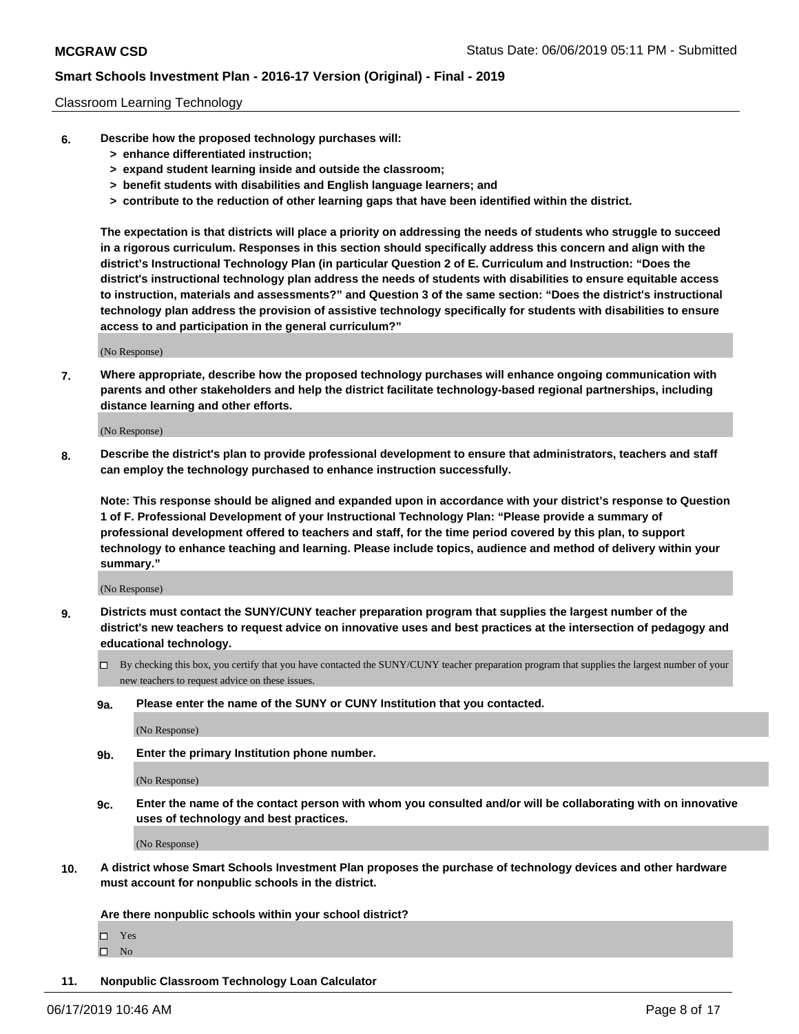Classroom Learning Technology

**6. Describe how the proposed technology purchases will:**
> **> enhance differentiated instruction;**
> **> expand student learning inside and outside the classroom;**
> **> benefit students with disabilities and English language learners; and**
> **> contribute to the reduction of other learning gaps that have been identified within the district.**

**The expectation is that districts will place a priority on addressing the needs of students who struggle to succeed in a rigorous curriculum. Responses in this section should specifically address this concern and align with the district's Instructional Technology Plan (in particular Question 2 of E. Curriculum and Instruction: "Does the district's instructional technology plan address the needs of students with disabilities to ensure equitable access to instruction, materials and assessments?" and Question 3 of the same section: "Does the district's instructional technology plan address the provision of assistive technology specifically for students with disabilities to ensure access to and participation in the general curriculum?"**

(No Response)

**7. Where appropriate, describe how the proposed technology purchases will enhance ongoing communication with parents and other stakeholders and help the district facilitate technology-based regional partnerships, including distance learning and other efforts.**

(No Response)

**8. Describe the district's plan to provide professional development to ensure that administrators, teachers and staff can employ the technology purchased to enhance instruction successfully.**

**Note: This response should be aligned and expanded upon in accordance with your district's response to Question 1 of F. Professional Development of your Instructional Technology Plan: "Please provide a summary of professional development offered to teachers and staff, for the time period covered by this plan, to support technology to enhance teaching and learning. Please include topics, audience and method of delivery within your summary."**

(No Response)

**9. Districts must contact the SUNY/CUNY teacher preparation program that supplies the largest number of the district's new teachers to request advice on innovative uses and best practices at the intersection of pedagogy and educational technology.**

☐ By checking this box, you certify that you have contacted the SUNY/CUNY teacher preparation program that supplies the largest number of your new teachers to request advice on these issues.

**9a. Please enter the name of the SUNY or CUNY Institution that you contacted.**

(No Response)

**9b. Enter the primary Institution phone number.**

(No Response)

**9c. Enter the name of the contact person with whom you consulted and/or will be collaborating with on innovative uses of technology and best practices.**

(No Response)

**10. A district whose Smart Schools Investment Plan proposes the purchase of technology devices and other hardware must account for nonpublic schools in the district.**

**Are there nonpublic schools within your school district?**

☐ Yes
☐ No

**11. Nonpublic Classroom Technology Loan Calculator**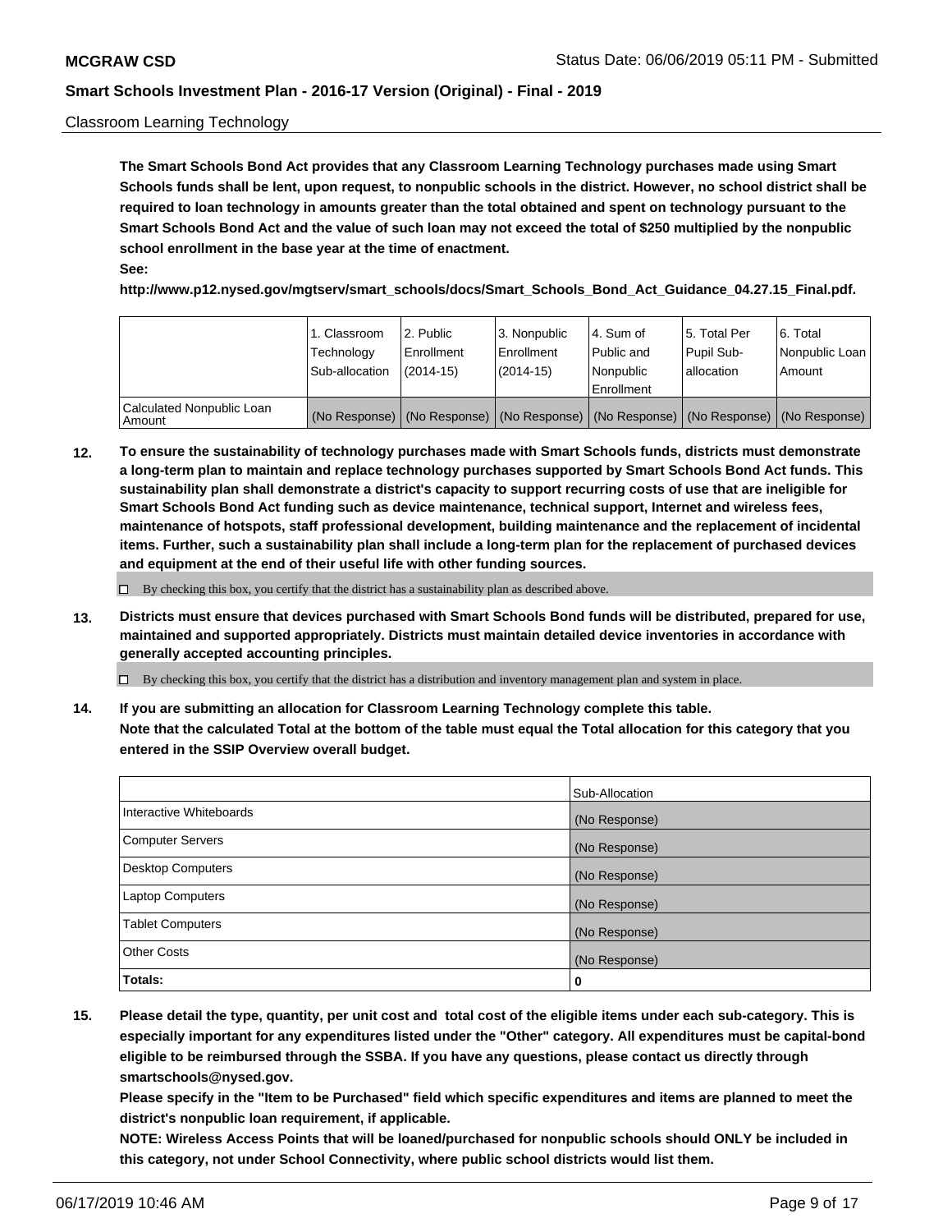Classroom Learning Technology

**The Smart Schools Bond Act provides that any Classroom Learning Technology purchases made using Smart Schools funds shall be lent, upon request, to nonpublic schools in the district. However, no school district shall be required to loan technology in amounts greater than the total obtained and spent on technology pursuant to the Smart Schools Bond Act and the value of such loan may not exceed the total of $250 multiplied by the nonpublic school enrollment in the base year at the time of enactment.**
**See:**
**http://www.p12.nysed.gov/mgtserv/smart_schools/docs/Smart_Schools_Bond_Act_Guidance_04.27.15_Final.pdf.**

| | 1. Classroom Technology Sub-allocation | 2. Public Enrollment (2014-15) | 3. Nonpublic Enrollment (2014-15) | 4. Sum of Public and Nonpublic Enrollment | 5. Total Per Pupil Sub-allocation | 6. Total Nonpublic Loan Amount |
|---|---|---|---|---|---|---|
| Calculated Nonpublic Loan Amount | (No Response) | (No Response) | (No Response) | (No Response) | (No Response) | (No Response) |

**12. To ensure the sustainability of technology purchases made with Smart Schools funds, districts must demonstrate a long-term plan to maintain and replace technology purchases supported by Smart Schools Bond Act funds. This sustainability plan shall demonstrate a district's capacity to support recurring costs of use that are ineligible for Smart Schools Bond Act funding such as device maintenance, technical support, Internet and wireless fees, maintenance of hotspots, staff professional development, building maintenance and the replacement of incidental items. Further, such a sustainability plan shall include a long-term plan for the replacement of purchased devices and equipment at the end of their useful life with other funding sources.**

☐ By checking this box, you certify that the district has a sustainability plan as described above.

**13. Districts must ensure that devices purchased with Smart Schools Bond funds will be distributed, prepared for use, maintained and supported appropriately. Districts must maintain detailed device inventories in accordance with generally accepted accounting principles.**

☐ By checking this box, you certify that the district has a distribution and inventory management plan and system in place.

**14. If you are submitting an allocation for Classroom Learning Technology complete this table. Note that the calculated Total at the bottom of the table must equal the Total allocation for this category that you entered in the SSIP Overview overall budget.**

| | Sub-Allocation |
|---|---|
| Interactive Whiteboards | (No Response) |
| Computer Servers | (No Response) |
| Desktop Computers | (No Response) |
| Laptop Computers | (No Response) |
| Tablet Computers | (No Response) |
| Other Costs | (No Response) |
| **Totals:** | **0** |

**15. Please detail the type, quantity, per unit cost and total cost of the eligible items under each sub-category. This is especially important for any expenditures listed under the "Other" category. All expenditures must be capital-bond eligible to be reimbursed through the SSBA. If you have any questions, please contact us directly through smartschools@nysed.gov.**
**Please specify in the "Item to be Purchased" field which specific expenditures and items are planned to meet the district's nonpublic loan requirement, if applicable.**
**NOTE: Wireless Access Points that will be loaned/purchased for nonpublic schools should ONLY be included in this category, not under School Connectivity, where public school districts would list them.**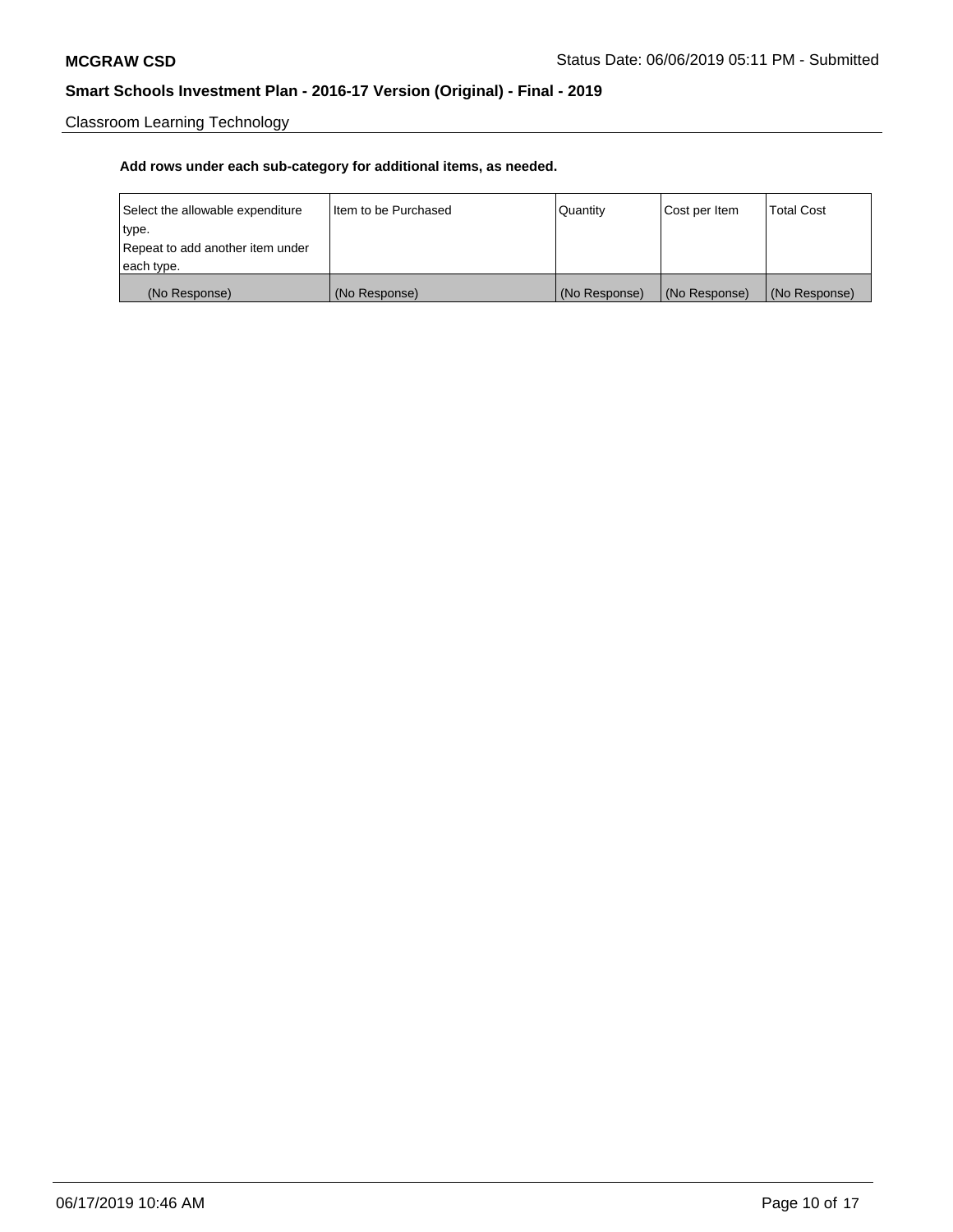Classroom Learning Technology

**Add rows under each sub-category for additional items, as needed.**

| Select the allowable expenditure type. Repeat to add another item under each type. | Item to be Purchased | Quantity | Cost per Item | Total Cost |
|---|---|---|---|---|
| (No Response) | (No Response) | (No Response) | (No Response) | (No Response) |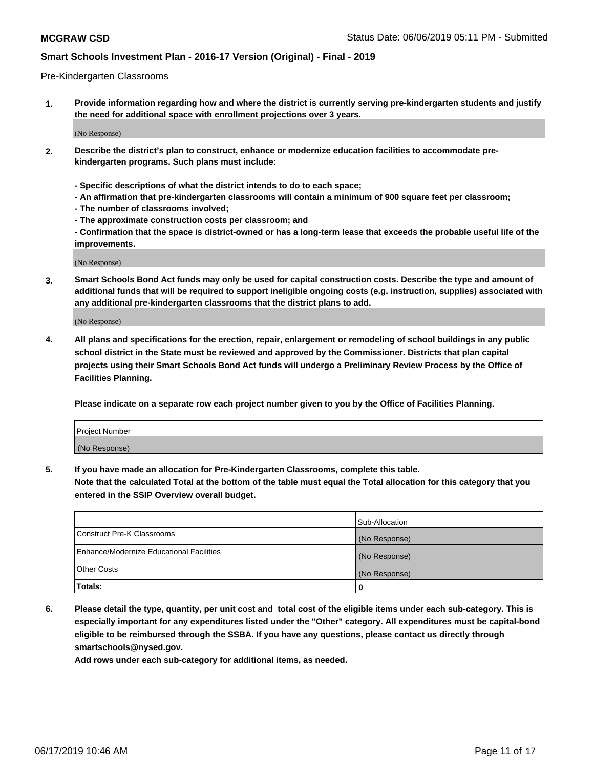Pre-Kindergarten Classrooms

**1. Provide information regarding how and where the district is currently serving pre-kindergarten students and justify the need for additional space with enrollment projections over 3 years.**

(No Response)

**2. Describe the district's plan to construct, enhance or modernize education facilities to accommodate pre-kindergarten programs. Such plans must include:**

**- Specific descriptions of what the district intends to do to each space;**
**- An affirmation that pre-kindergarten classrooms will contain a minimum of 900 square feet per classroom;**
**- The number of classrooms involved;**
**- The approximate construction costs per classroom; and**
**- Confirmation that the space is district-owned or has a long-term lease that exceeds the probable useful life of the improvements.**

(No Response)

**3. Smart Schools Bond Act funds may only be used for capital construction costs. Describe the type and amount of additional funds that will be required to support ineligible ongoing costs (e.g. instruction, supplies) associated with any additional pre-kindergarten classrooms that the district plans to add.**

(No Response)

**4. All plans and specifications for the erection, repair, enlargement or remodeling of school buildings in any public school district in the State must be reviewed and approved by the Commissioner. Districts that plan capital projects using their Smart Schools Bond Act funds will undergo a Preliminary Review Process by the Office of Facilities Planning.**

**Please indicate on a separate row each project number given to you by the Office of Facilities Planning.**

| Project Number |
| --- |
| (No Response) |

**5. If you have made an allocation for Pre-Kindergarten Classrooms, complete this table.**
**Note that the calculated Total at the bottom of the table must equal the Total allocation for this category that you entered in the SSIP Overview overall budget.**

| | Sub-Allocation |
| --- | --- |
| Construct Pre-K Classrooms | (No Response) |
| Enhance/Modernize Educational Facilities | (No Response) |
| Other Costs | (No Response) |
| **Totals:** | **0** |

**6. Please detail the type, quantity, per unit cost and total cost of the eligible items under each sub-category. This is especially important for any expenditures listed under the "Other" category. All expenditures must be capital-bond eligible to be reimbursed through the SSBA. If you have any questions, please contact us directly through smartschools@nysed.gov.**
**Add rows under each sub-category for additional items, as needed.**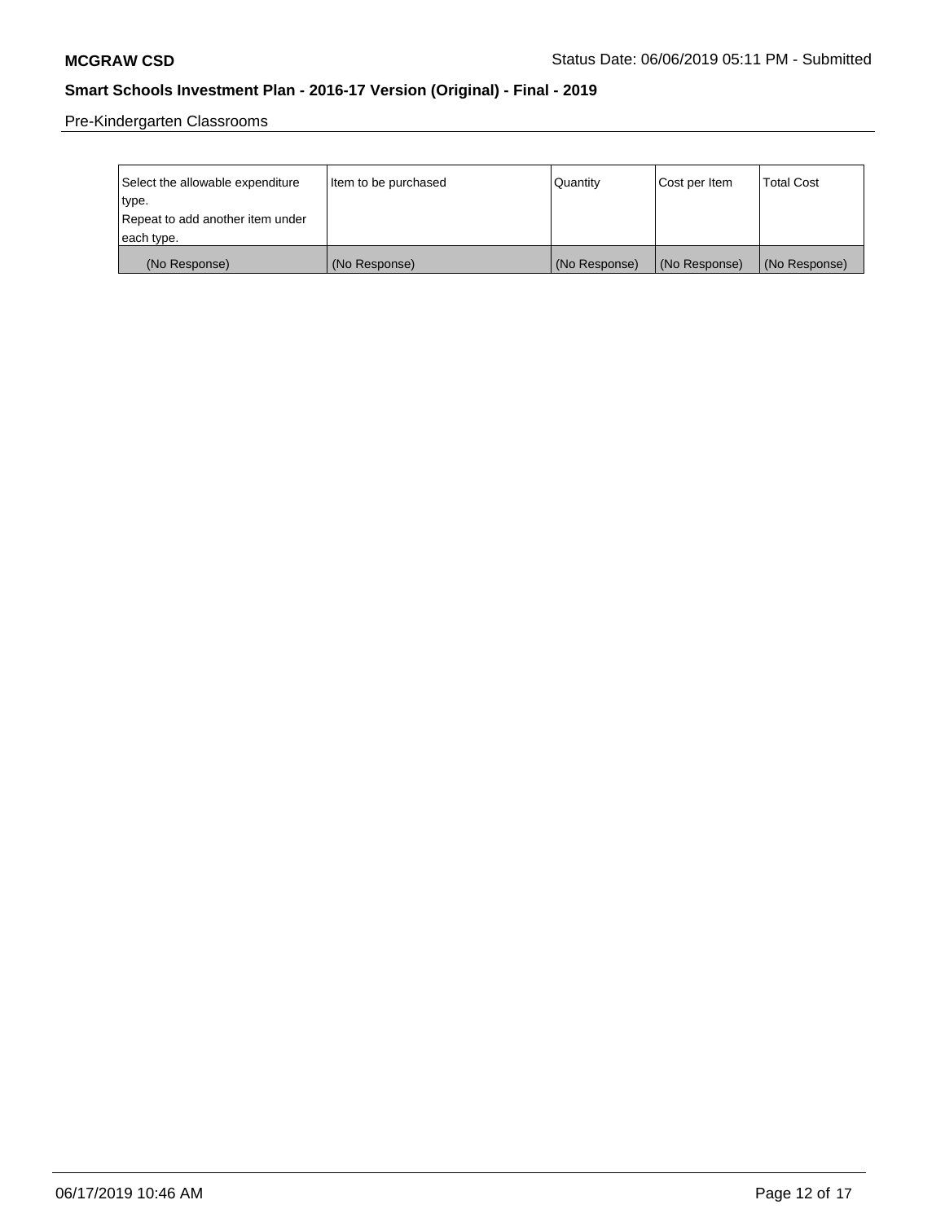Pre-Kindergarten Classrooms

| Select the allowable expenditure type.<br>Repeat to add another item under each type. | Item to be purchased | Quantity | Cost per Item | Total Cost |
|---|---|---|---|---|
| (No Response) | (No Response) | (No Response) | (No Response) | (No Response) |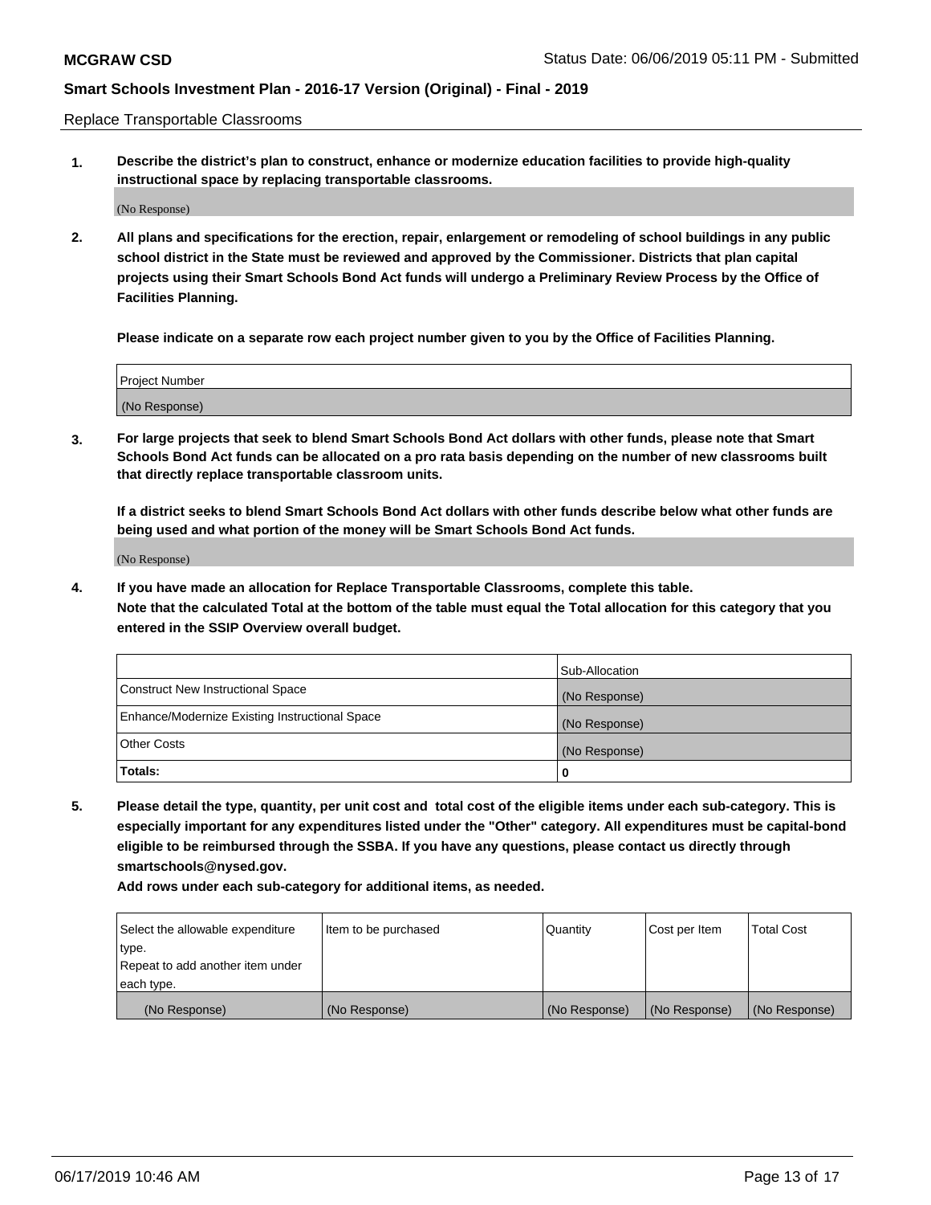Replace Transportable Classrooms

**1. Describe the district's plan to construct, enhance or modernize education facilities to provide high-quality instructional space by replacing transportable classrooms.**

(No Response)

**2. All plans and specifications for the erection, repair, enlargement or remodeling of school buildings in any public school district in the State must be reviewed and approved by the Commissioner. Districts that plan capital projects using their Smart Schools Bond Act funds will undergo a Preliminary Review Process by the Office of Facilities Planning.**

**Please indicate on a separate row each project number given to you by the Office of Facilities Planning.**

| Project Number |
|---|
| (No Response) |

**3. For large projects that seek to blend Smart Schools Bond Act dollars with other funds, please note that Smart Schools Bond Act funds can be allocated on a pro rata basis depending on the number of new classrooms built that directly replace transportable classroom units.**

**If a district seeks to blend Smart Schools Bond Act dollars with other funds describe below what other funds are being used and what portion of the money will be Smart Schools Bond Act funds.**

(No Response)

**4. If you have made an allocation for Replace Transportable Classrooms, complete this table. Note that the calculated Total at the bottom of the table must equal the Total allocation for this category that you entered in the SSIP Overview overall budget.**

| | Sub-Allocation |
|---|---|
| Construct New Instructional Space | (No Response) |
| Enhance/Modernize Existing Instructional Space | (No Response) |
| Other Costs | (No Response) |
| **Totals:** | **0** |

**5. Please detail the type, quantity, per unit cost and total cost of the eligible items under each sub-category. This is especially important for any expenditures listed under the "Other" category. All expenditures must be capital-bond eligible to be reimbursed through the SSBA. If you have any questions, please contact us directly through smartschools@nysed.gov.**

**Add rows under each sub-category for additional items, as needed.**

| Select the allowable expenditure type. Repeat to add another item under each type. | Item to be purchased | Quantity | Cost per Item | Total Cost |
|---|---|---|---|---|
| (No Response) | (No Response) | (No Response) | (No Response) | (No Response) |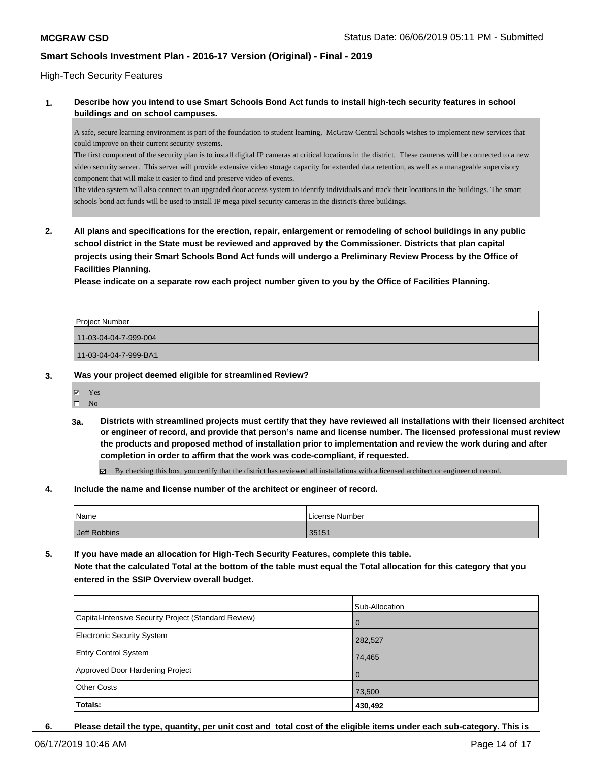High-Tech Security Features

**1. Describe how you intend to use Smart Schools Bond Act funds to install high-tech security features in school buildings and on school campuses.**

A safe, secure learning environment is part of the foundation to student learning, McGraw Central Schools wishes to implement new services that could improve on their current security systems.
The first component of the security plan is to install digital IP cameras at critical locations in the district. These cameras will be connected to a new video security server. This server will provide extensive video storage capacity for extended data retention, as well as a manageable supervisory component that will make it easier to find and preserve video of events.
The video system will also connect to an upgraded door access system to identify individuals and track their locations in the buildings. The smart schools bond act funds will be used to install IP mega pixel security cameras in the district's three buildings.

**2. All plans and specifications for the erection, repair, enlargement or remodeling of school buildings in any public school district in the State must be reviewed and approved by the Commissioner. Districts that plan capital projects using their Smart Schools Bond Act funds will undergo a Preliminary Review Process by the Office of Facilities Planning.**
**Please indicate on a separate row each project number given to you by the Office of Facilities Planning.**

| Project Number |
|---|
| 11-03-04-04-7-999-004 |
| 11-03-04-04-7-999-BA1 |

**3. Was your project deemed eligible for streamlined Review?**

- ☑ Yes
- ☐ No

**3a. Districts with streamlined projects must certify that they have reviewed all installations with their licensed architect or engineer of record, and provide that person's name and license number. The licensed professional must review the products and proposed method of installation prior to implementation and review the work during and after completion in order to affirm that the work was code-compliant, if requested.**

- ☑ By checking this box, you certify that the district has reviewed all installations with a licensed architect or engineer of record.

**4. Include the name and license number of the architect or engineer of record.**

| Name | License Number |
|---|---|
| Jeff Robbins | 35151 |

**5. If you have made an allocation for High-Tech Security Features, complete this table.**
**Note that the calculated Total at the bottom of the table must equal the Total allocation for this category that you entered in the SSIP Overview overall budget.**

| | Sub-Allocation |
|---|---|
| Capital-Intensive Security Project (Standard Review) | 0 |
| Electronic Security System | 282,527 |
| Entry Control System | 74,465 |
| Approved Door Hardening Project | 0 |
| Other Costs | 73,500 |
| **Totals:** | **430,492** |

**6. Please detail the type, quantity, per unit cost and total cost of the eligible items under each sub-category. This is**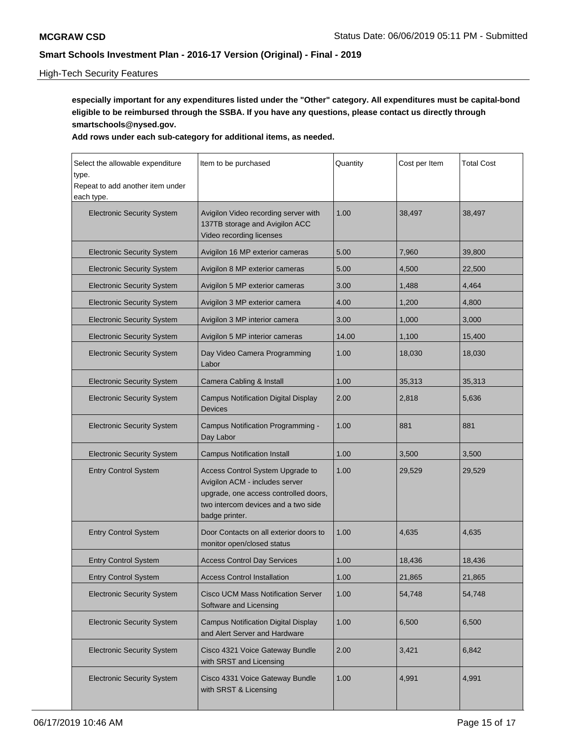**especially important for any expenditures listed under the "Other" category. All expenditures must be capital-bond eligible to be reimbursed through the SSBA. If you have any questions, please contact us directly through smartschools@nysed.gov.**

**Add rows under each sub-category for additional items, as needed.**

| Select the allowable expenditure type. Repeat to add another item under each type. | Item to be purchased | Quantity | Cost per Item | Total Cost |
|---|---|---|---|---|
| Electronic Security System | Avigilon Video recording server with 137TB storage and Avigilon ACC Video recording licenses | 1.00 | 38,497 | 38,497 |
| Electronic Security System | Avigilon 16 MP exterior cameras | 5.00 | 7,960 | 39,800 |
| Electronic Security System | Avigilon 8 MP exterior cameras | 5.00 | 4,500 | 22,500 |
| Electronic Security System | Avigilon 5 MP exterior cameras | 3.00 | 1,488 | 4,464 |
| Electronic Security System | Avigilon 3 MP exterior camera | 4.00 | 1,200 | 4,800 |
| Electronic Security System | Avigilon 3 MP interior camera | 3.00 | 1,000 | 3,000 |
| Electronic Security System | Avigilon 5 MP interior cameras | 14.00 | 1,100 | 15,400 |
| Electronic Security System | Day Video Camera Programming Labor | 1.00 | 18,030 | 18,030 |
| Electronic Security System | Camera Cabling & Install | 1.00 | 35,313 | 35,313 |
| Electronic Security System | Campus Notification Digital Display Devices | 2.00 | 2,818 | 5,636 |
| Electronic Security System | Campus Notification Programming - Day Labor | 1.00 | 881 | 881 |
| Electronic Security System | Campus Notification Install | 1.00 | 3,500 | 3,500 |
| Entry Control System | Access Control System Upgrade to Avigilon ACM - includes server upgrade, one access controlled doors, two intercom devices and a two side badge printer. | 1.00 | 29,529 | 29,529 |
| Entry Control System | Door Contacts on all exterior doors to monitor open/closed status | 1.00 | 4,635 | 4,635 |
| Entry Control System | Access Control Day Services | 1.00 | 18,436 | 18,436 |
| Entry Control System | Access Control Installation | 1.00 | 21,865 | 21,865 |
| Electronic Security System | Cisco UCM Mass Notification Server Software and Licensing | 1.00 | 54,748 | 54,748 |
| Electronic Security System | Campus Notification Digital Display and Alert Server and Hardware | 1.00 | 6,500 | 6,500 |
| Electronic Security System | Cisco 4321 Voice Gateway Bundle with SRST and Licensing | 2.00 | 3,421 | 6,842 |
| Electronic Security System | Cisco 4331 Voice Gateway Bundle with SRST & Licensing | 1.00 | 4,991 | 4,991 |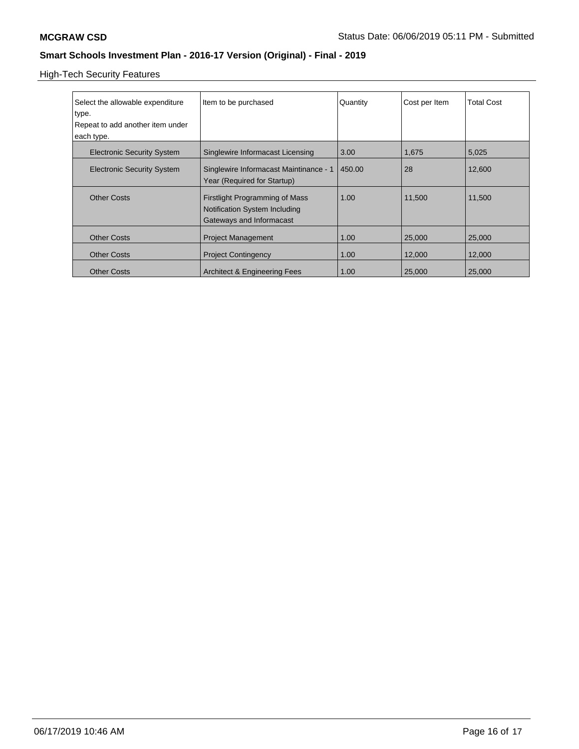High-Tech Security Features

| Select the allowable expenditure type.<br>Repeat to add another item under each type. | Item to be purchased | Quantity | Cost per Item | Total Cost |
|---|---|---|---|---|
| Electronic Security System | Singlewire Informacast Licensing | 3.00 | 1,675 | 5,025 |
| Electronic Security System | Singlewire Informacast Maintinance - 1 Year (Required for Startup) | 450.00 | 28 | 12,600 |
| Other Costs | Firstlight Programming of Mass Notification System Including Gateways and Informacast | 1.00 | 11,500 | 11,500 |
| Other Costs | Project Management | 1.00 | 25,000 | 25,000 |
| Other Costs | Project Contingency | 1.00 | 12,000 | 12,000 |
| Other Costs | Architect & Engineering Fees | 1.00 | 25,000 | 25,000 |